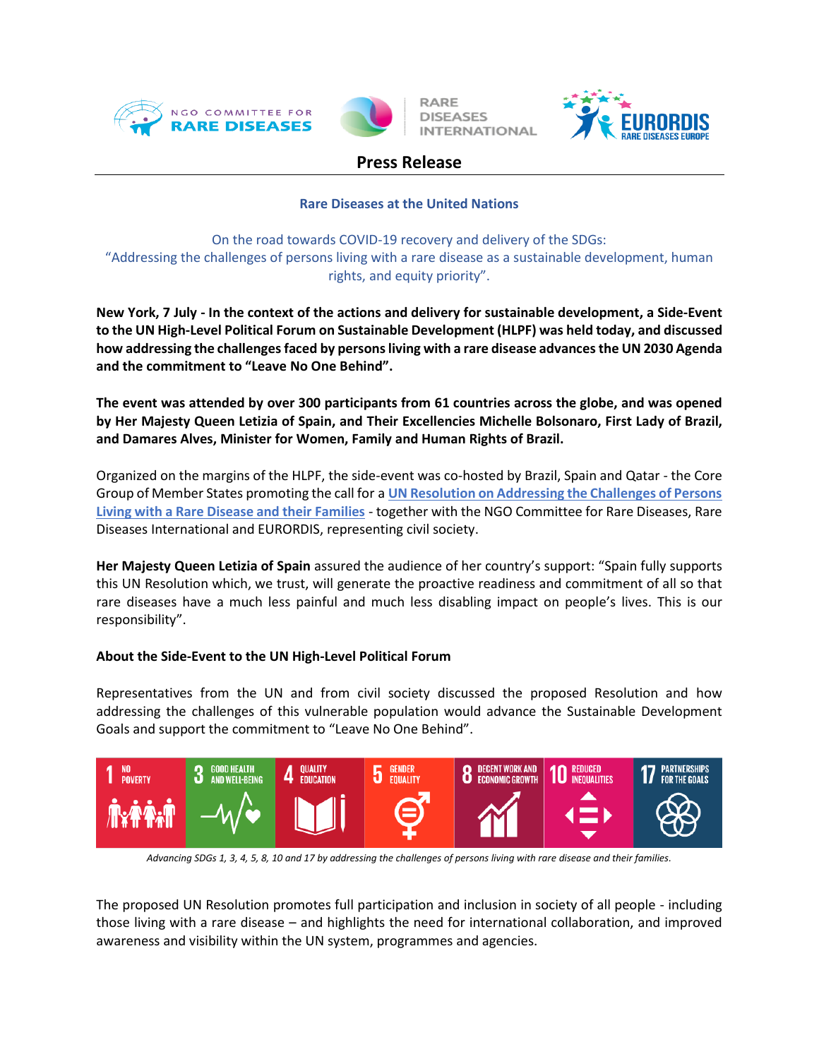NGO COMMITTEE FOR RARE DISEASES | RARE DISEASES INTERNATIONAL | EURORDIS RARE DISEASES EUROPE

# Press Release

## Rare Diseases at the United Nations

On the road towards COVID-19 recovery and delivery of the SDGs:
"Addressing the challenges of persons living with a rare disease as a sustainable development, human rights, and equity priority".

**New York, 7 July - In the context of the actions and delivery for sustainable development, a Side-Event to the UN High-Level Political Forum on Sustainable Development (HLPF) was held today, and discussed how addressing the challenges faced by persons living with a rare disease advances the UN 2030 Agenda and the commitment to "Leave No One Behind".**

**The event was attended by over 300 participants from 61 countries across the globe, and was opened by Her Majesty Queen Letizia of Spain, and Their Excellencies Michelle Bolsonaro, First Lady of Brazil, and Damares Alves, Minister for Women, Family and Human Rights of Brazil.**

Organized on the margins of the HLPF, the side-event was co-hosted by Brazil, Spain and Qatar - the Core Group of Member States promoting the call for a [UN Resolution on Addressing the Challenges of Persons Living with a Rare Disease and their Families]() - together with the NGO Committee for Rare Diseases, Rare Diseases International and EURORDIS, representing civil society.

**Her Majesty Queen Letizia of Spain** assured the audience of her country's support: "Spain fully supports this UN Resolution which, we trust, will generate the proactive readiness and commitment of all so that rare diseases have a much less painful and much less disabling impact on people's lives. This is our responsibility".

### About the Side-Event to the UN High-Level Political Forum

Representatives from the UN and from civil society discussed the proposed Resolution and how addressing the challenges of this vulnerable population would advance the Sustainable Development Goals and support the commitment to "Leave No One Behind".

1 NO POVERTY | 3 GOOD HEALTH AND WELL-BEING | 4 QUALITY EDUCATION | 5 GENDER EQUALITY | 8 DECENT WORK AND ECONOMIC GROWTH | 10 REDUCED INEQUALITIES | 17 PARTNERSHIPS FOR THE GOALS

*Advancing SDGs 1, 3, 4, 5, 8, 10 and 17 by addressing the challenges of persons living with rare disease and their families.*

The proposed UN Resolution promotes full participation and inclusion in society of all people - including those living with a rare disease – and highlights the need for international collaboration, and improved awareness and visibility within the UN system, programmes and agencies.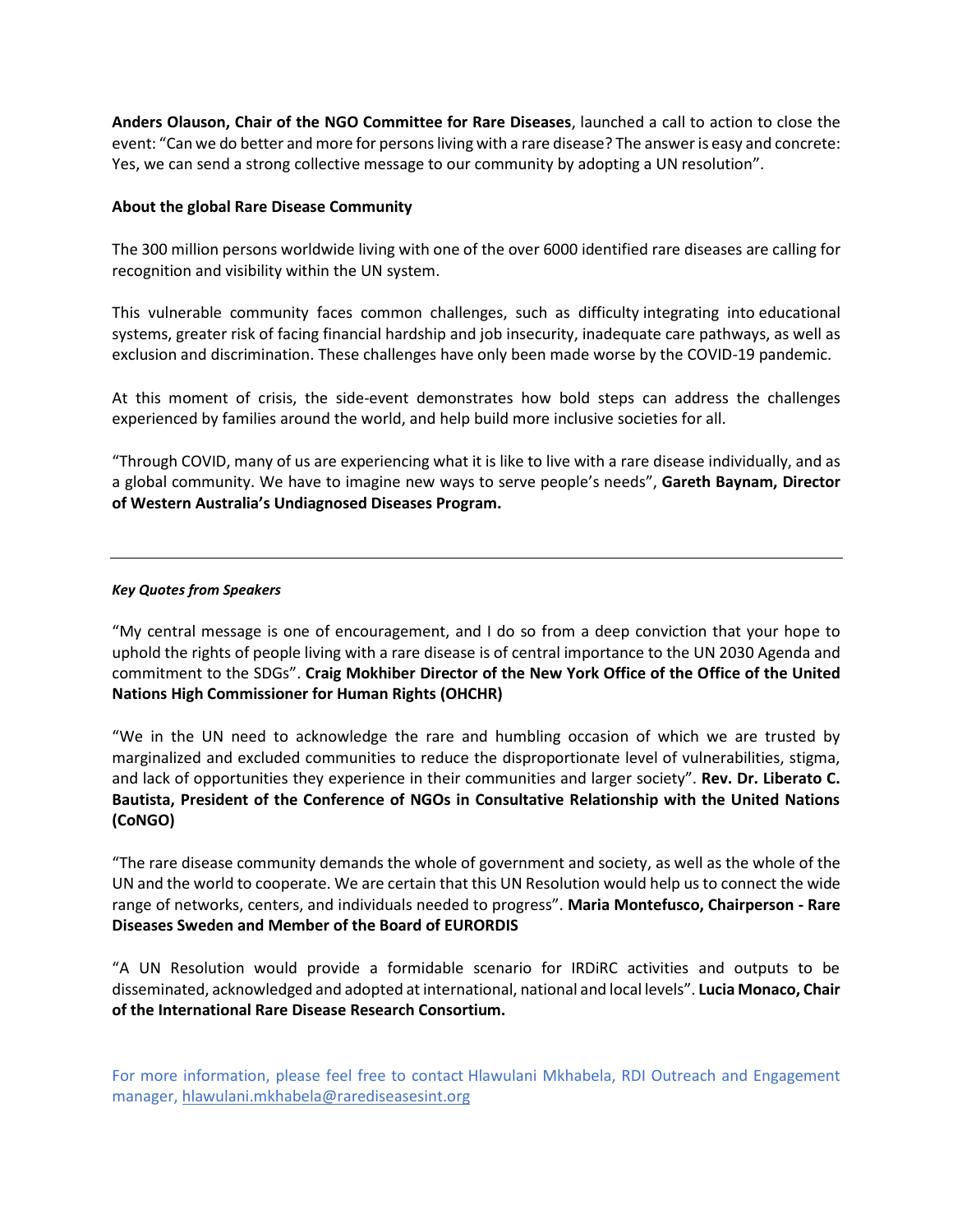**Anders Olauson, Chair of the NGO Committee for Rare Diseases**, launched a call to action to close the event: "Can we do better and more for persons living with a rare disease? The answer is easy and concrete: Yes, we can send a strong collective message to our community by adopting a UN resolution".

**About the global Rare Disease Community**

The 300 million persons worldwide living with one of the over 6000 identified rare diseases are calling for recognition and visibility within the UN system.

This vulnerable community faces common challenges, such as difficulty integrating into educational systems, greater risk of facing financial hardship and job insecurity, inadequate care pathways, as well as exclusion and discrimination. These challenges have only been made worse by the COVID-19 pandemic.

At this moment of crisis, the side-event demonstrates how bold steps can address the challenges experienced by families around the world, and help build more inclusive societies for all.

"Through COVID, many of us are experiencing what it is like to live with a rare disease individually, and as a global community. We have to imagine new ways to serve people's needs", **Gareth Baynam, Director of Western Australia's Undiagnosed Diseases Program.**

---

***Key Quotes from Speakers***

"My central message is one of encouragement, and I do so from a deep conviction that your hope to uphold the rights of people living with a rare disease is of central importance to the UN 2030 Agenda and commitment to the SDGs". **Craig Mokhiber Director of the New York Office of the Office of the United Nations High Commissioner for Human Rights (OHCHR)**

"We in the UN need to acknowledge the rare and humbling occasion of which we are trusted by marginalized and excluded communities to reduce the disproportionate level of vulnerabilities, stigma, and lack of opportunities they experience in their communities and larger society". **Rev. Dr. Liberato C. Bautista, President of the Conference of NGOs in Consultative Relationship with the United Nations (CoNGO)**

"The rare disease community demands the whole of government and society, as well as the whole of the UN and the world to cooperate. We are certain that this UN Resolution would help us to connect the wide range of networks, centers, and individuals needed to progress". **Maria Montefusco, Chairperson - Rare Diseases Sweden and Member of the Board of EURORDIS**

"A UN Resolution would provide a formidable scenario for IRDiRC activities and outputs to be disseminated, acknowledged and adopted at international, national and local levels". **Lucia Monaco, Chair of the International Rare Disease Research Consortium.**

For more information, please feel free to contact Hlawulani Mkhabela, RDI Outreach and Engagement manager, hlawulani.mkhabela@rarediseasesint.org